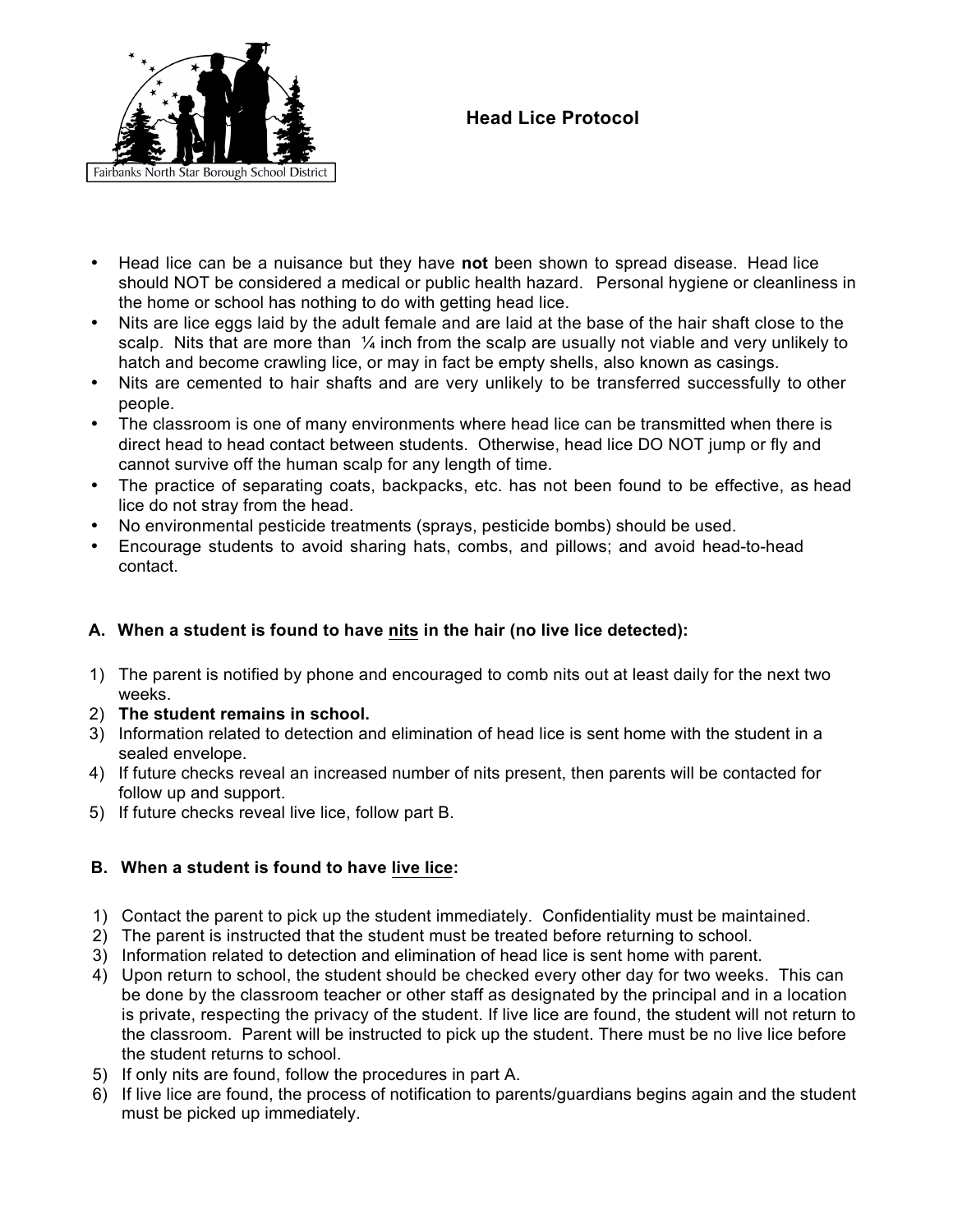Fairbanks North Star Borough School District

# Head Lice Protocol

- Head lice can be a nuisance but they have **not** been shown to spread disease. Head lice should NOT be considered a medical or public health hazard. Personal hygiene or cleanliness in the home or school has nothing to do with getting head lice.
- Nits are lice eggs laid by the adult female and are laid at the base of the hair shaft close to the scalp. Nits that are more than ¼ inch from the scalp are usually not viable and very unlikely to hatch and become crawling lice, or may in fact be empty shells, also known as casings.
- Nits are cemented to hair shafts and are very unlikely to be transferred successfully to other people.
- The classroom is one of many environments where head lice can be transmitted when there is direct head to head contact between students. Otherwise, head lice DO NOT jump or fly and cannot survive off the human scalp for any length of time.
- The practice of separating coats, backpacks, etc. has not been found to be effective, as head lice do not stray from the head.
- No environmental pesticide treatments (sprays, pesticide bombs) should be used.
- Encourage students to avoid sharing hats, combs, and pillows; and avoid head-to-head contact.

## A. When a student is found to have nits in the hair (no live lice detected):

1) The parent is notified by phone and encouraged to comb nits out at least daily for the next two weeks.
2) **The student remains in school.**
3) Information related to detection and elimination of head lice is sent home with the student in a sealed envelope.
4) If future checks reveal an increased number of nits present, then parents will be contacted for follow up and support.
5) If future checks reveal live lice, follow part B.

## B. When a student is found to have live lice:

1) Contact the parent to pick up the student immediately. Confidentiality must be maintained.
2) The parent is instructed that the student must be treated before returning to school.
3) Information related to detection and elimination of head lice is sent home with parent.
4) Upon return to school, the student should be checked every other day for two weeks. This can be done by the classroom teacher or other staff as designated by the principal and in a location is private, respecting the privacy of the student. If live lice are found, the student will not return to the classroom. Parent will be instructed to pick up the student. There must be no live lice before the student returns to school.
5) If only nits are found, follow the procedures in part A.
6) If live lice are found, the process of notification to parents/guardians begins again and the student must be picked up immediately.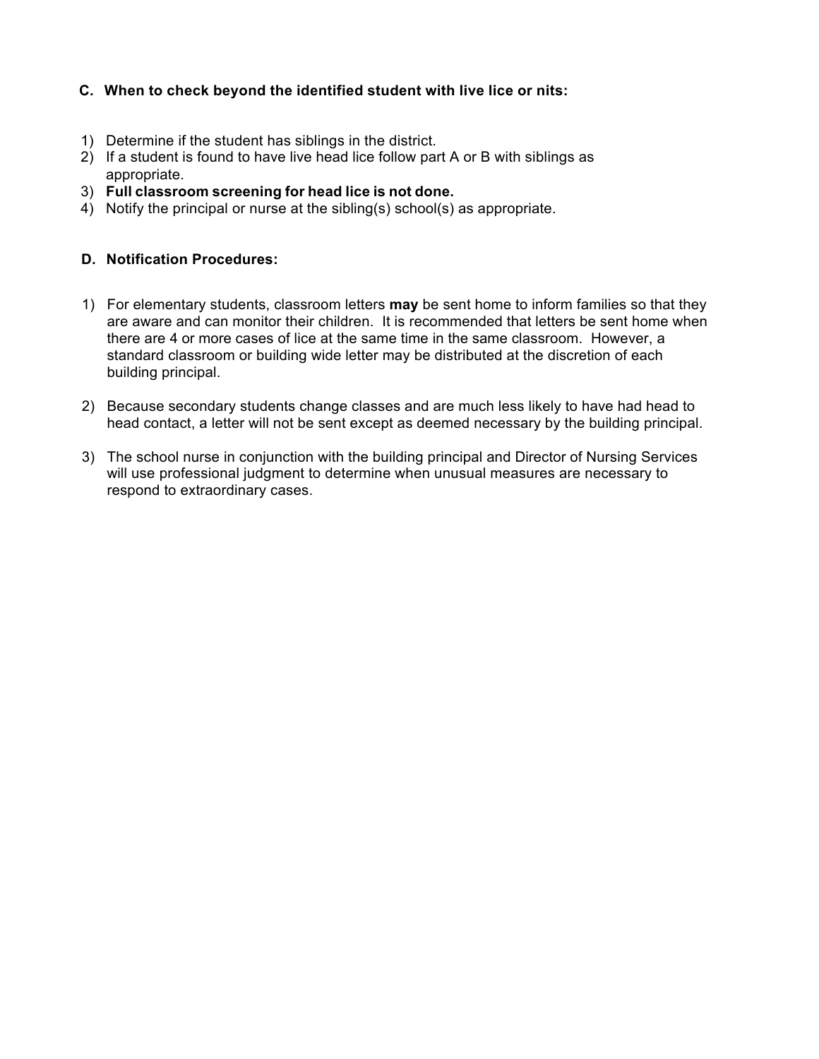### C. When to check beyond the identified student with live lice or nits:

1) Determine if the student has siblings in the district.
2) If a student is found to have live head lice follow part A or B with siblings as appropriate.
3) **Full classroom screening for head lice is not done.**
4) Notify the principal or nurse at the sibling(s) school(s) as appropriate.

### D. Notification Procedures:

1) For elementary students, classroom letters **may** be sent home to inform families so that they are aware and can monitor their children. It is recommended that letters be sent home when there are 4 or more cases of lice at the same time in the same classroom. However, a standard classroom or building wide letter may be distributed at the discretion of each building principal.

2) Because secondary students change classes and are much less likely to have had head to head contact, a letter will not be sent except as deemed necessary by the building principal.

3) The school nurse in conjunction with the building principal and Director of Nursing Services will use professional judgment to determine when unusual measures are necessary to respond to extraordinary cases.